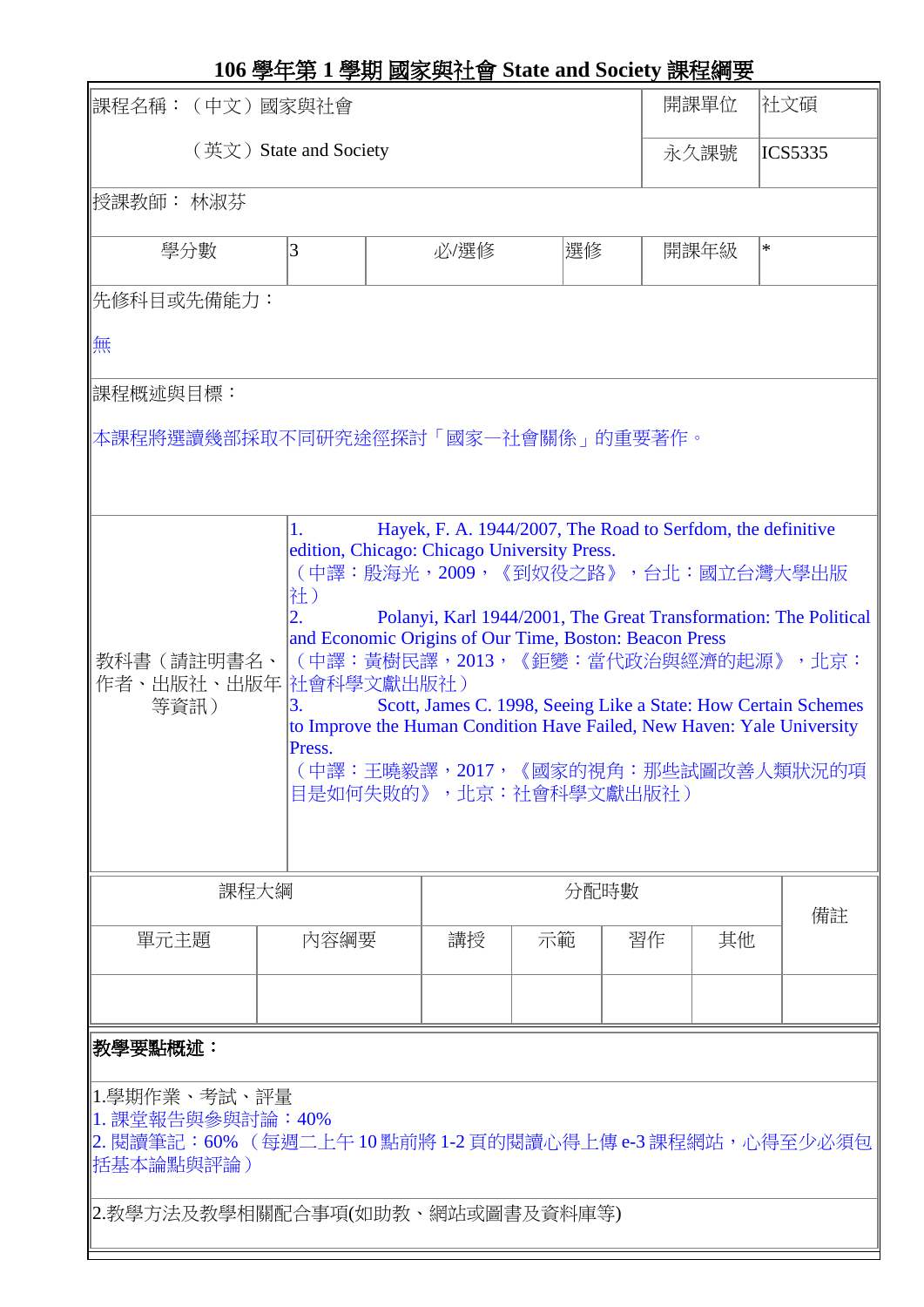# 106 學年第 1 學期 國家與社會 State and Society 課程綱要

| 課程名稱：（中文）國家與社會<br>（英文）State and Society | | | | 開課單位 | 社文碩 |
|---|---|---|---|---|---|
| | | | | 永久課號 | ICS5335 |
| 授課教師： 林淑芬 | | | | | |
| 學分數 | 3 | 必/選修 | 選修 | 開課年級 | * |

先修科目或先備能力：

無

課程概述與目標：

本課程將選讀幾部採取不同研究途徑探討「國家—社會關係」的重要著作。

| 教科書（請註明書名、作者、出版社、出版年等資訊） | 1. Hayek, F. A. 1944/2007, The Road to Serfdom, the definitive edition, Chicago: Chicago University Press.<br>（中譯：殷海光，2009，《到奴役之路》，台北：國立台灣大學出版社）<br>2. Polanyi, Karl 1944/2001, The Great Transformation: The Political and Economic Origins of Our Time, Boston: Beacon Press<br>（中譯：黃樹民譯，2013，《鉅變：當代政治與經濟的起源》，北京：社會科學文獻出版社）<br>3. Scott, James C. 1998, Seeing Like a State: How Certain Schemes to Improve the Human Condition Have Failed, New Haven: Yale University Press.<br>（中譯：王曉毅譯，2017，《國家的視角：那些試圖改善人類狀況的項目是如何失敗的》，北京：社會科學文獻出版社） |
|---|---|

| 課程大綱 | | 分配時數 | | | | 備註 |
|---|---|---|---|---|---|---|
| 單元主題 | 內容綱要 | 講授 | 示範 | 習作 | 其他 | |
| | | | | | | |

**教學要點概述：**

1.學期作業、考試、評量

1. 課堂報告與參與討論：40%

2. 閱讀筆記：60% （每週二上午 10 點前將 1-2 頁的閱讀心得上傳 e-3 課程網站，心得至少必須包括基本論點與評論）

2.教學方法及教學相關配合事項(如助教、網站或圖書及資料庫等)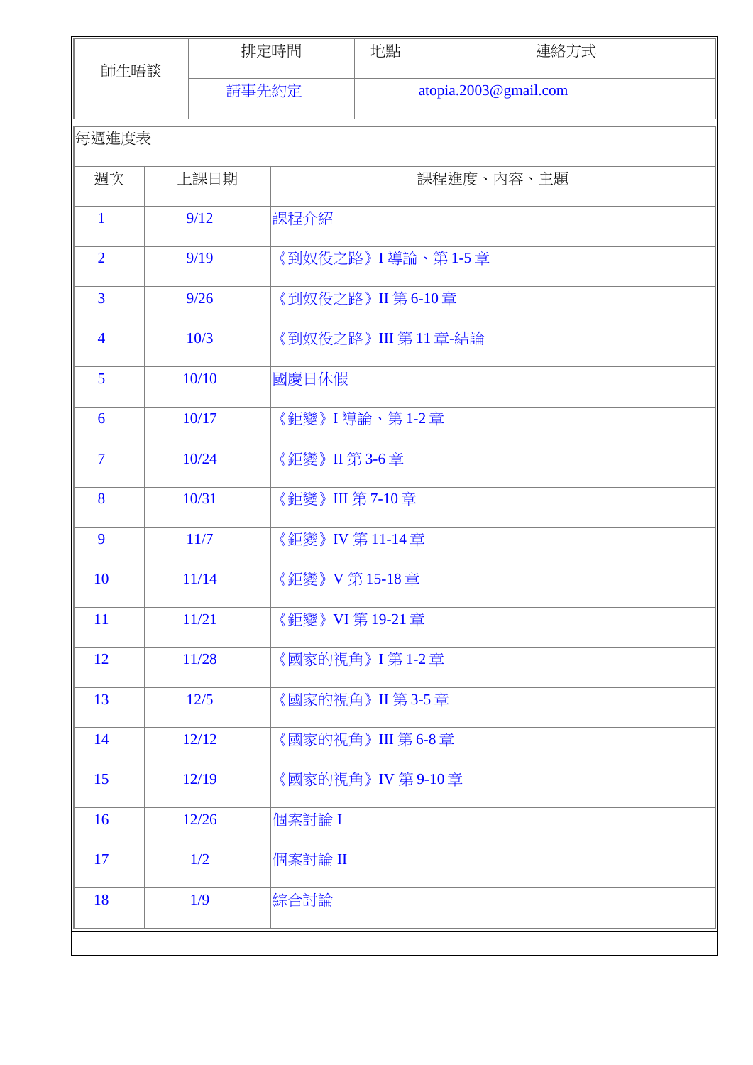| 師生晤談 | 排定時間 | 地點 | 連絡方式 |
|---|---|---|---|
| | 請事先約定 | | atopia.2003@gmail.com |

每週進度表

| 週次 | 上課日期 | 課程進度、內容、主題 |
|---|---|---|
| 1 | 9/12 | 課程介紹 |
| 2 | 9/19 | 《到奴役之路》I 導論、第 1-5 章 |
| 3 | 9/26 | 《到奴役之路》II 第 6-10 章 |
| 4 | 10/3 | 《到奴役之路》III 第 11 章-結論 |
| 5 | 10/10 | 國慶日休假 |
| 6 | 10/17 | 《鉅變》I 導論、第 1-2 章 |
| 7 | 10/24 | 《鉅變》II 第 3-6 章 |
| 8 | 10/31 | 《鉅變》III 第 7-10 章 |
| 9 | 11/7 | 《鉅變》IV 第 11-14 章 |
| 10 | 11/14 | 《鉅變》V 第 15-18 章 |
| 11 | 11/21 | 《鉅變》VI 第 19-21 章 |
| 12 | 11/28 | 《國家的視角》I 第 1-2 章 |
| 13 | 12/5 | 《國家的視角》II 第 3-5 章 |
| 14 | 12/12 | 《國家的視角》III 第 6-8 章 |
| 15 | 12/19 | 《國家的視角》IV 第 9-10 章 |
| 16 | 12/26 | 個案討論 I |
| 17 | 1/2 | 個案討論 II |
| 18 | 1/9 | 綜合討論 |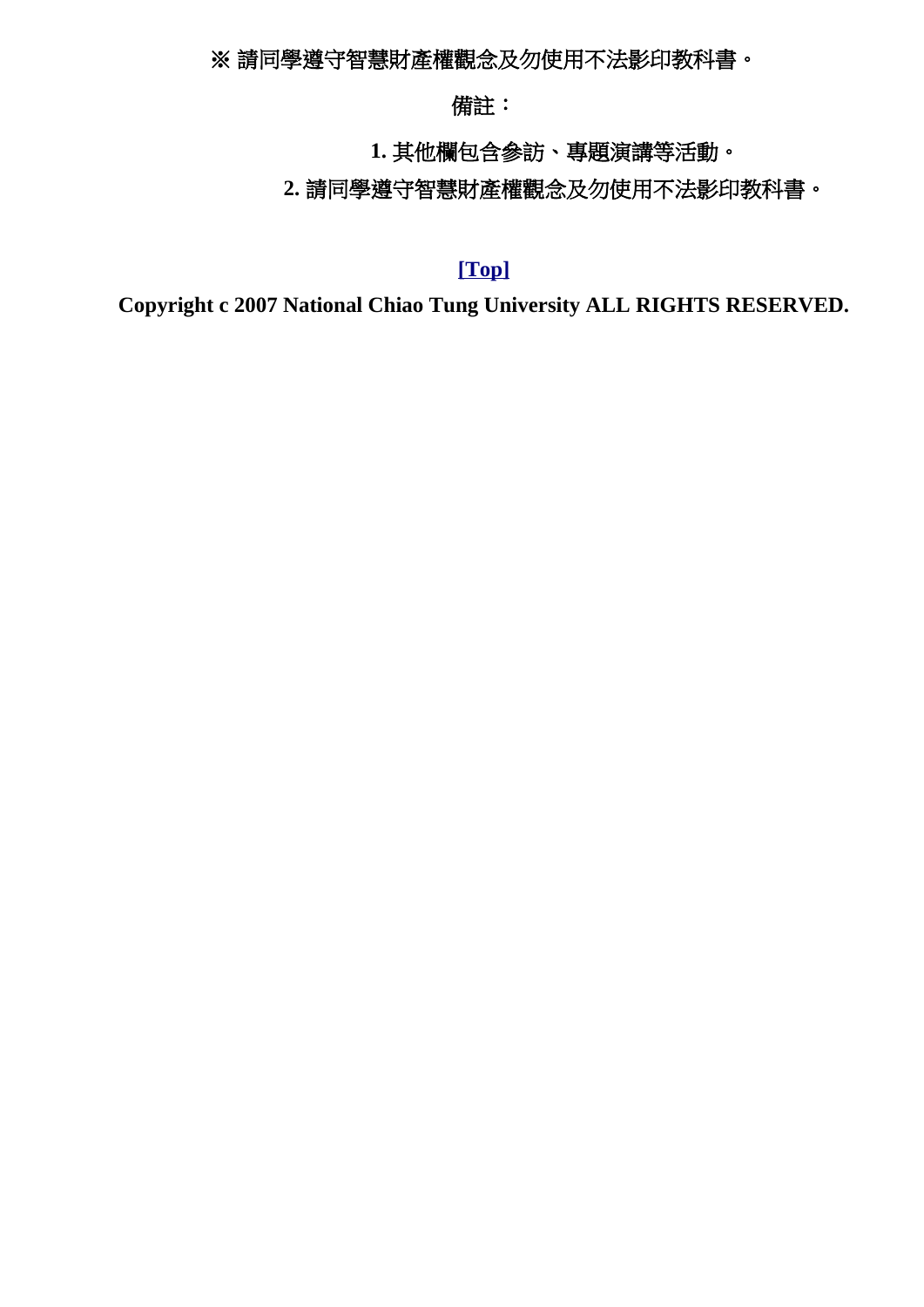※ 請同學遵守智慧財產權觀念及勿使用不法影印教科書。

備註：

1. 其他欄包含參訪、專題演講等活動。

2. 請同學遵守智慧財產權觀念及勿使用不法影印教科書。

**[Top]**

**Copyright c 2007 National Chiao Tung University ALL RIGHTS RESERVED.**